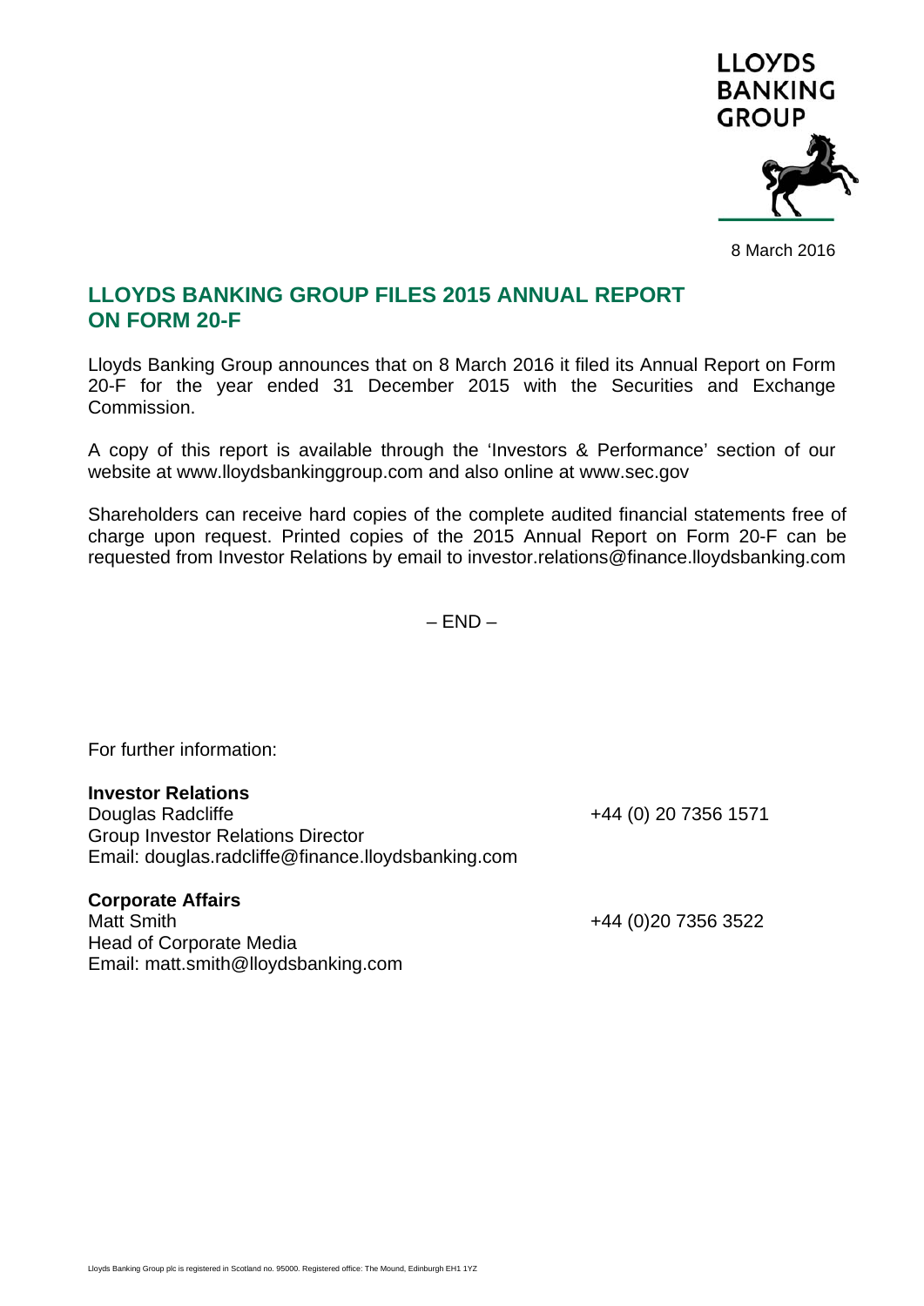LLOYDS BANKING GROUP

8 March 2016

# LLOYDS BANKING GROUP FILES 2015 ANNUAL REPORT ON FORM 20-F

Lloyds Banking Group announces that on 8 March 2016 it filed its Annual Report on Form 20-F for the year ended 31 December 2015 with the Securities and Exchange Commission.

A copy of this report is available through the 'Investors & Performance' section of our website at www.lloydsbankinggroup.com and also online at www.sec.gov

Shareholders can receive hard copies of the complete audited financial statements free of charge upon request. Printed copies of the 2015 Annual Report on Form 20-F can be requested from Investor Relations by email to investor.relations@finance.lloydsbanking.com

– END –

For further information:

**Investor Relations**
Douglas Radcliffe — +44 (0) 20 7356 1571
Group Investor Relations Director
Email: douglas.radcliffe@finance.lloydsbanking.com

**Corporate Affairs**
Matt Smith — +44 (0)20 7356 3522
Head of Corporate Media
Email: matt.smith@lloydsbanking.com

Lloyds Banking Group plc is registered in Scotland no. 95000. Registered office: The Mound, Edinburgh EH1 1YZ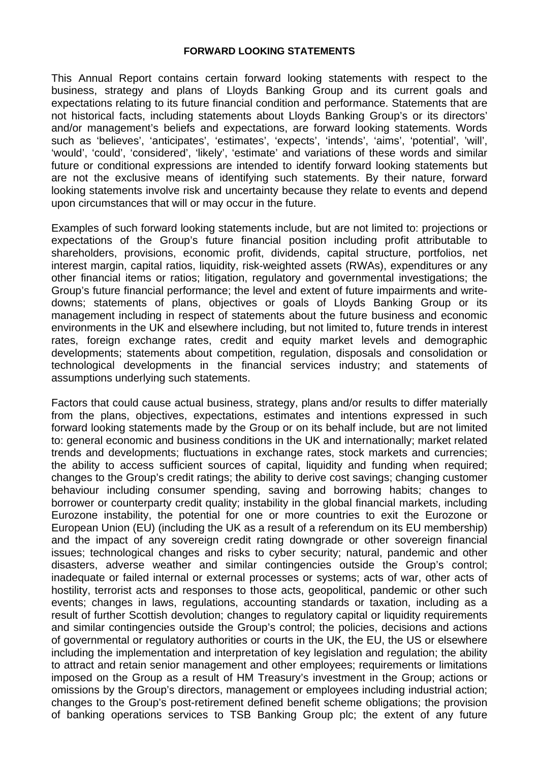**FORWARD LOOKING STATEMENTS**

This Annual Report contains certain forward looking statements with respect to the business, strategy and plans of Lloyds Banking Group and its current goals and expectations relating to its future financial condition and performance. Statements that are not historical facts, including statements about Lloyds Banking Group's or its directors' and/or management's beliefs and expectations, are forward looking statements. Words such as 'believes', 'anticipates', 'estimates', 'expects', 'intends', 'aims', 'potential', 'will', 'would', 'could', 'considered', 'likely', 'estimate' and variations of these words and similar future or conditional expressions are intended to identify forward looking statements but are not the exclusive means of identifying such statements. By their nature, forward looking statements involve risk and uncertainty because they relate to events and depend upon circumstances that will or may occur in the future.

Examples of such forward looking statements include, but are not limited to: projections or expectations of the Group's future financial position including profit attributable to shareholders, provisions, economic profit, dividends, capital structure, portfolios, net interest margin, capital ratios, liquidity, risk-weighted assets (RWAs), expenditures or any other financial items or ratios; litigation, regulatory and governmental investigations; the Group's future financial performance; the level and extent of future impairments and write-downs; statements of plans, objectives or goals of Lloyds Banking Group or its management including in respect of statements about the future business and economic environments in the UK and elsewhere including, but not limited to, future trends in interest rates, foreign exchange rates, credit and equity market levels and demographic developments; statements about competition, regulation, disposals and consolidation or technological developments in the financial services industry; and statements of assumptions underlying such statements.

Factors that could cause actual business, strategy, plans and/or results to differ materially from the plans, objectives, expectations, estimates and intentions expressed in such forward looking statements made by the Group or on its behalf include, but are not limited to: general economic and business conditions in the UK and internationally; market related trends and developments; fluctuations in exchange rates, stock markets and currencies; the ability to access sufficient sources of capital, liquidity and funding when required; changes to the Group's credit ratings; the ability to derive cost savings; changing customer behaviour including consumer spending, saving and borrowing habits; changes to borrower or counterparty credit quality; instability in the global financial markets, including Eurozone instability, the potential for one or more countries to exit the Eurozone or European Union (EU) (including the UK as a result of a referendum on its EU membership) and the impact of any sovereign credit rating downgrade or other sovereign financial issues; technological changes and risks to cyber security; natural, pandemic and other disasters, adverse weather and similar contingencies outside the Group's control; inadequate or failed internal or external processes or systems; acts of war, other acts of hostility, terrorist acts and responses to those acts, geopolitical, pandemic or other such events; changes in laws, regulations, accounting standards or taxation, including as a result of further Scottish devolution; changes to regulatory capital or liquidity requirements and similar contingencies outside the Group's control; the policies, decisions and actions of governmental or regulatory authorities or courts in the UK, the EU, the US or elsewhere including the implementation and interpretation of key legislation and regulation; the ability to attract and retain senior management and other employees; requirements or limitations imposed on the Group as a result of HM Treasury's investment in the Group; actions or omissions by the Group's directors, management or employees including industrial action; changes to the Group's post-retirement defined benefit scheme obligations; the provision of banking operations services to TSB Banking Group plc; the extent of any future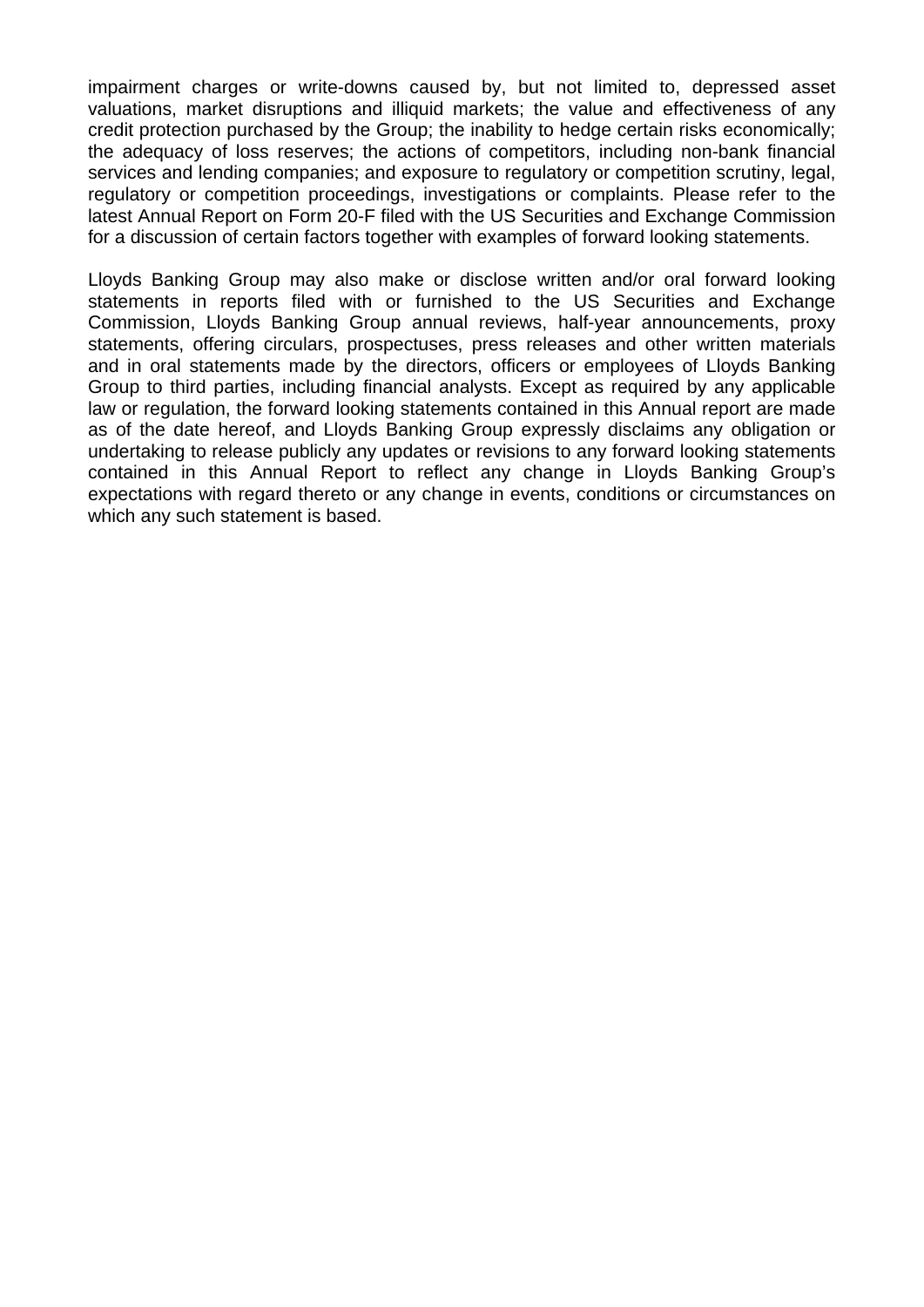impairment charges or write-downs caused by, but not limited to, depressed asset valuations, market disruptions and illiquid markets; the value and effectiveness of any credit protection purchased by the Group; the inability to hedge certain risks economically; the adequacy of loss reserves; the actions of competitors, including non-bank financial services and lending companies; and exposure to regulatory or competition scrutiny, legal, regulatory or competition proceedings, investigations or complaints. Please refer to the latest Annual Report on Form 20-F filed with the US Securities and Exchange Commission for a discussion of certain factors together with examples of forward looking statements.

Lloyds Banking Group may also make or disclose written and/or oral forward looking statements in reports filed with or furnished to the US Securities and Exchange Commission, Lloyds Banking Group annual reviews, half-year announcements, proxy statements, offering circulars, prospectuses, press releases and other written materials and in oral statements made by the directors, officers or employees of Lloyds Banking Group to third parties, including financial analysts. Except as required by any applicable law or regulation, the forward looking statements contained in this Annual report are made as of the date hereof, and Lloyds Banking Group expressly disclaims any obligation or undertaking to release publicly any updates or revisions to any forward looking statements contained in this Annual Report to reflect any change in Lloyds Banking Group's expectations with regard thereto or any change in events, conditions or circumstances on which any such statement is based.